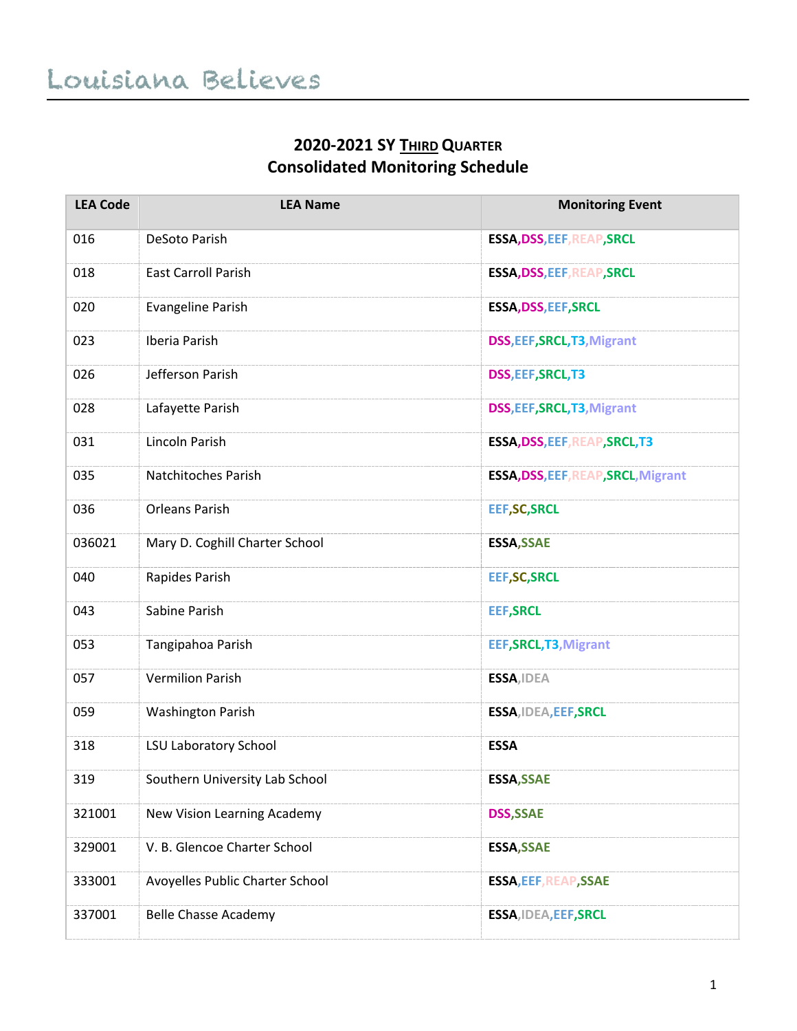Louisiana Believes

## 2020-2021 SY Third Quarter
## Consolidated Monitoring Schedule

| LEA Code | LEA Name | Monitoring Event |
|---|---|---|
| 016 | DeSoto Parish | ESSA,DSS,EEF,REAP,SRCL |
| 018 | East Carroll Parish | ESSA,DSS,EEF,REAP,SRCL |
| 020 | Evangeline Parish | ESSA,DSS,EEF,SRCL |
| 023 | Iberia Parish | DSS,EEF,SRCL,T3,Migrant |
| 026 | Jefferson Parish | DSS,EEF,SRCL,T3 |
| 028 | Lafayette Parish | DSS,EEF,SRCL,T3,Migrant |
| 031 | Lincoln Parish | ESSA,DSS,EEF,REAP,SRCL,T3 |
| 035 | Natchitoches Parish | ESSA,DSS,EEF,REAP,SRCL,Migrant |
| 036 | Orleans Parish | EEF,SC,SRCL |
| 036021 | Mary D. Coghill Charter School | ESSA,SSAE |
| 040 | Rapides Parish | EEF,SC,SRCL |
| 043 | Sabine Parish | EEF,SRCL |
| 053 | Tangipahoa Parish | EEF,SRCL,T3,Migrant |
| 057 | Vermilion Parish | ESSA,IDEA |
| 059 | Washington Parish | ESSA,IDEA,EEF,SRCL |
| 318 | LSU Laboratory School | ESSA |
| 319 | Southern University Lab School | ESSA,SSAE |
| 321001 | New Vision Learning Academy | DSS,SSAE |
| 329001 | V. B. Glencoe Charter School | ESSA,SSAE |
| 333001 | Avoyelles Public Charter School | ESSA,EEF,REAP,SSAE |
| 337001 | Belle Chasse Academy | ESSA,IDEA,EEF,SRCL |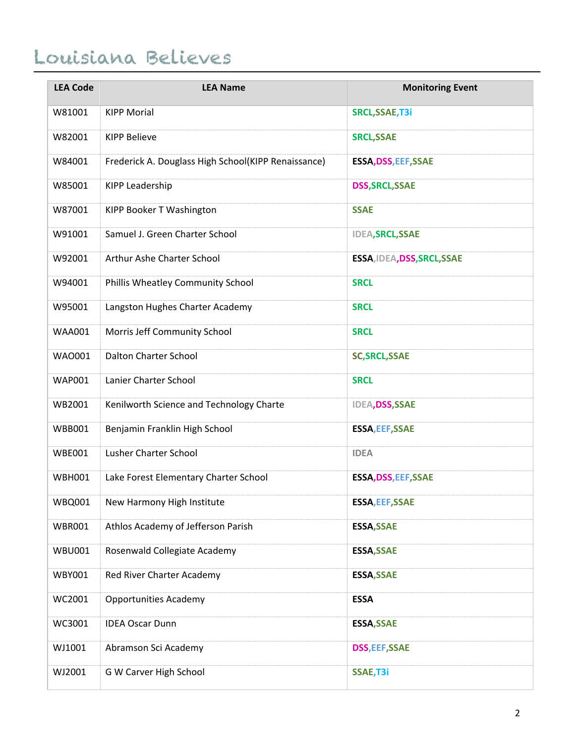| LEA Code | LEA Name | Monitoring Event |
|---|---|---|
| W81001 | KIPP Morial | SRCL,SSAE,T3i |
| W82001 | KIPP Believe | SRCL,SSAE |
| W84001 | Frederick A. Douglass High School(KIPP Renaissance) | ESSA,DSS,EEF,SSAE |
| W85001 | KIPP Leadership | DSS,SRCL,SSAE |
| W87001 | KIPP Booker T Washington | SSAE |
| W91001 | Samuel J. Green Charter School | IDEA,SRCL,SSAE |
| W92001 | Arthur Ashe Charter School | ESSA,IDEA,DSS,SRCL,SSAE |
| W94001 | Phillis Wheatley Community School | SRCL |
| W95001 | Langston Hughes Charter Academy | SRCL |
| WAA001 | Morris Jeff Community School | SRCL |
| WAO001 | Dalton Charter School | SC,SRCL,SSAE |
| WAP001 | Lanier Charter School | SRCL |
| WB2001 | Kenilworth Science and Technology Charte | IDEA,DSS,SSAE |
| WBB001 | Benjamin Franklin High School | ESSA,EEF,SSAE |
| WBE001 | Lusher Charter School | IDEA |
| WBH001 | Lake Forest Elementary Charter School | ESSA,DSS,EEF,SSAE |
| WBQ001 | New Harmony High Institute | ESSA,EEF,SSAE |
| WBR001 | Athlos Academy of Jefferson Parish | ESSA,SSAE |
| WBU001 | Rosenwald Collegiate Academy | ESSA,SSAE |
| WBY001 | Red River Charter Academy | ESSA,SSAE |
| WC2001 | Opportunities Academy | ESSA |
| WC3001 | IDEA Oscar Dunn | ESSA,SSAE |
| WJ1001 | Abramson Sci Academy | DSS,EEF,SSAE |
| WJ2001 | G W Carver High School | SSAE,T3i |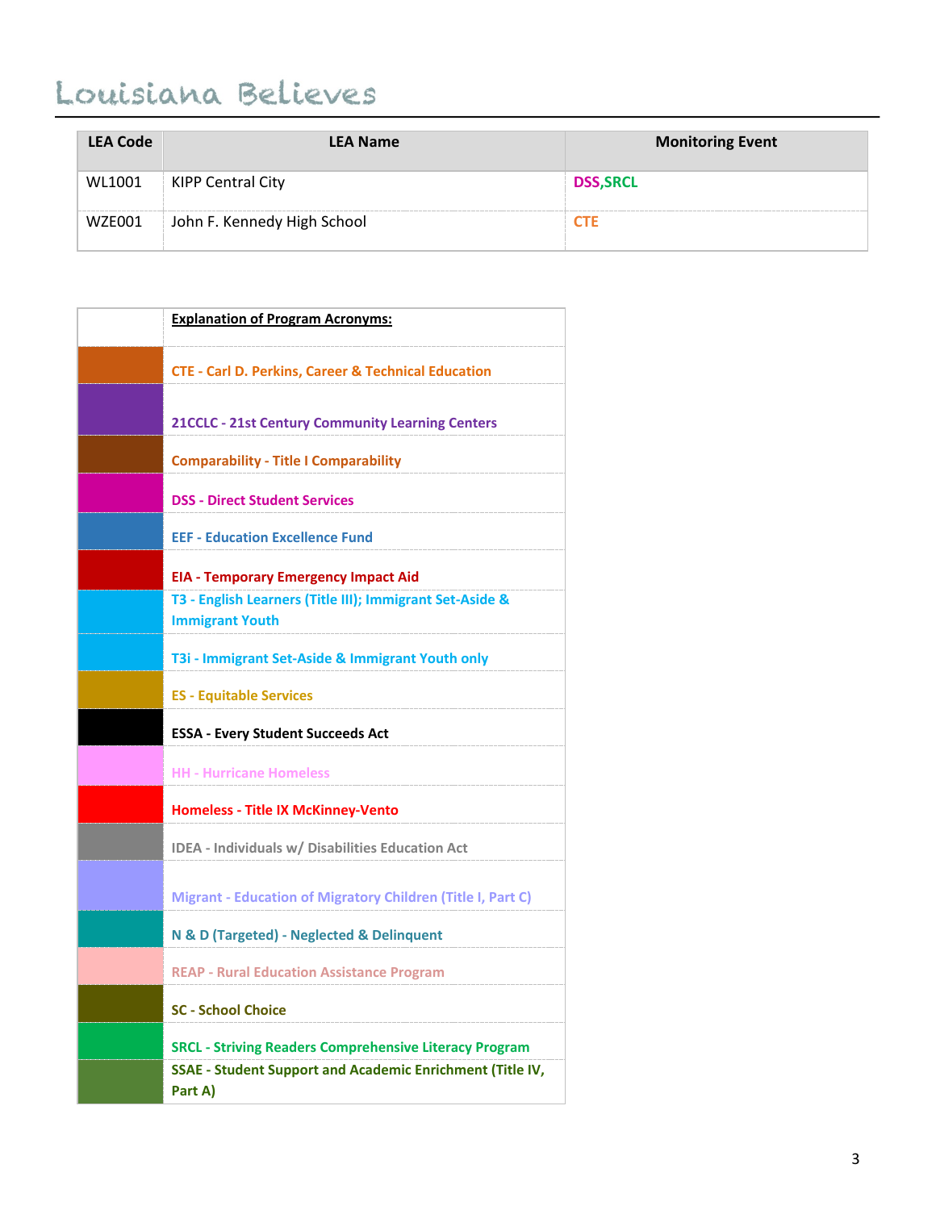| LEA Code | LEA Name | Monitoring Event |
|---|---|---|
| WL1001 | KIPP Central City | DSS,SRCL |
| WZE001 | John F. Kennedy High School | CTE |

| | **Explanation of Program Acronyms:** |
|---|---|
| | CTE - Carl D. Perkins, Career & Technical Education |
| | 21CCLC - 21st Century Community Learning Centers |
| | Comparability - Title I Comparability |
| | DSS - Direct Student Services |
| | EEF - Education Excellence Fund |
| | EIA - Temporary Emergency Impact Aid |
| | T3 - English Learners (Title III); Immigrant Set-Aside & Immigrant Youth |
| | T3i - Immigrant Set-Aside & Immigrant Youth only |
| | ES - Equitable Services |
| | ESSA - Every Student Succeeds Act |
| | HH - Hurricane Homeless |
| | Homeless - Title IX McKinney-Vento |
| | IDEA - Individuals w/ Disabilities Education Act |
| | Migrant - Education of Migratory Children (Title I, Part C) |
| | N & D (Targeted) - Neglected & Delinquent |
| | REAP - Rural Education Assistance Program |
| | SC - School Choice |
| | SRCL - Striving Readers Comprehensive Literacy Program |
| | SSAE - Student Support and Academic Enrichment (Title IV, Part A) |